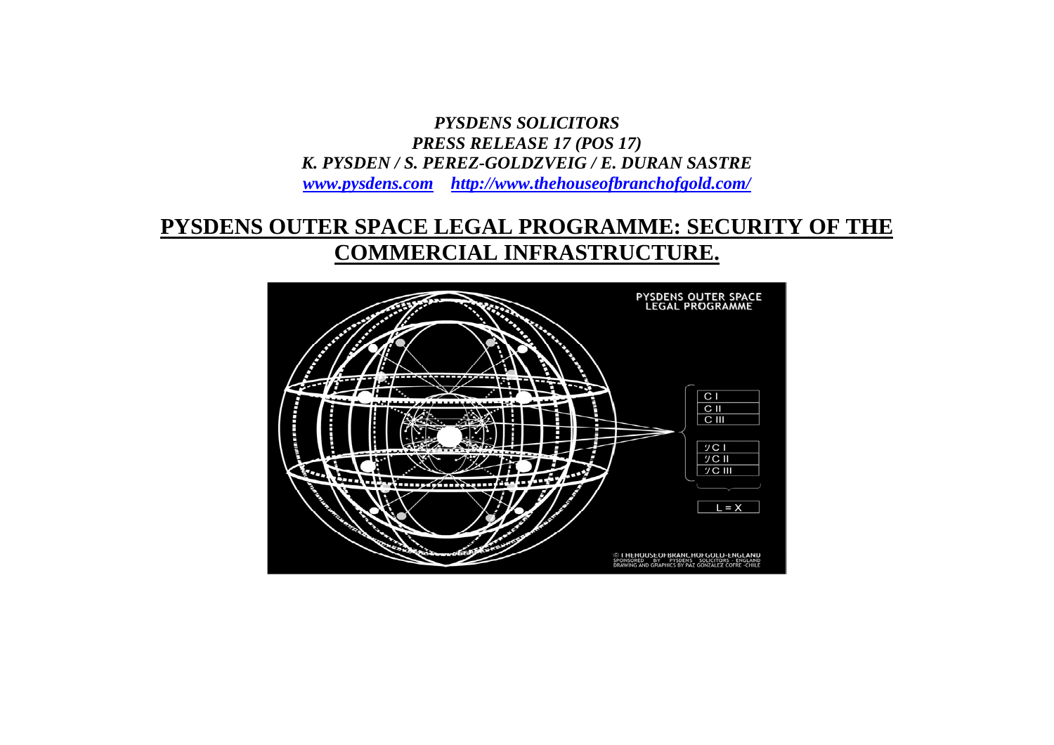*PYSDENS SOLICITORS*
*PRESS RELEASE 17 (POS 17)*
*K. PYSDEN / S. PEREZ-GOLDZVEIG / E. DURAN SASTRE*
*[www.pysdens.com](http://www.pysdens.com)* *[http://www.thehouseofbranchofgold.com/](http://www.thehouseofbranchofgold.com/)*

# PYSDENS OUTER SPACE LEGAL PROGRAMME: SECURITY OF THE COMMERCIAL INFRASTRUCTURE.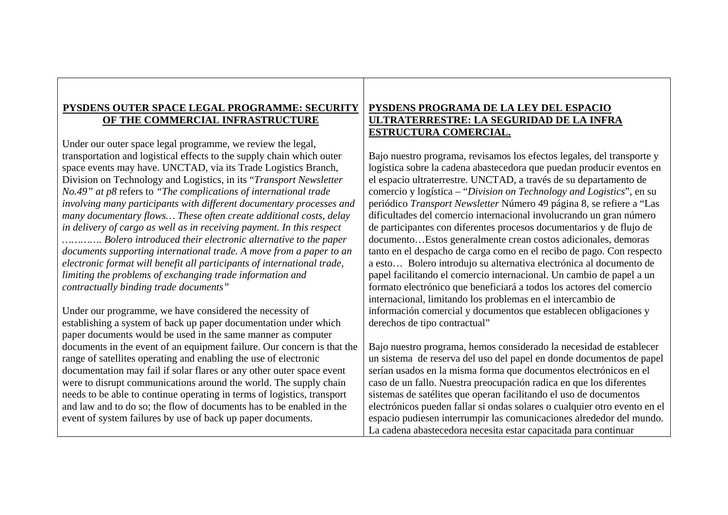**PYSDENS OUTER SPACE LEGAL PROGRAMME: SECURITY OF THE COMMERCIAL INFRASTRUCTURE**

Under our outer space legal programme, we review the legal, transportation and logistical effects to the supply chain which outer space events may have. UNCTAD, via its Trade Logistics Branch, Division on Technology and Logistics, in its "*Transport Newsletter No.49" at p8* refers to *"The complications of international trade involving many participants with different documentary processes and many documentary flows… These often create additional costs, delay in delivery of cargo as well as in receiving payment. In this respect …………. Bolero introduced their electronic alternative to the paper documents supporting international trade. A move from a paper to an electronic format will benefit all participants of international trade, limiting the problems of exchanging trade information and contractually binding trade documents"*

Under our programme, we have considered the necessity of establishing a system of back up paper documentation under which paper documents would be used in the same manner as computer documents in the event of an equipment failure. Our concern is that the range of satellites operating and enabling the use of electronic documentation may fail if solar flares or any other outer space event were to disrupt communications around the world. The supply chain needs to be able to continue operating in terms of logistics, transport and law and to do so; the flow of documents has to be enabled in the event of system failures by use of back up paper documents.

**PYSDENS PROGRAMA DE LA LEY DEL ESPACIO ULTRATERRESTRE: LA SEGURIDAD DE LA INFRA ESTRUCTURA COMERCIAL.**

Bajo nuestro programa, revisamos los efectos legales, del transporte y logística sobre la cadena abastecedora que puedan producir eventos en el espacio ultraterrestre. UNCTAD, a través de su departamento de comercio y logística – "*Division on Technology and Logistics*", en su periódico *Transport Newsletter* Número 49 página 8, se refiere a "Las dificultades del comercio internacional involucrando un gran número de participantes con diferentes procesos documentarios y de flujo de documento…Estos generalmente crean costos adicionales, demoras tanto en el despacho de carga como en el recibo de pago. Con respecto a esto… Bolero introdujo su alternativa electrónica al documento de papel facilitando el comercio internacional. Un cambio de papel a un formato electrónico que beneficiará a todos los actores del comercio internacional, limitando los problemas en el intercambio de información comercial y documentos que establecen obligaciones y derechos de tipo contractual"

Bajo nuestro programa, hemos considerado la necesidad de establecer un sistema de reserva del uso del papel en donde documentos de papel serían usados en la misma forma que documentos electrónicos en el caso de un fallo. Nuestra preocupación radica en que los diferentes sistemas de satélites que operan facilitando el uso de documentos electrónicos pueden fallar si ondas solares o cualquier otro evento en el espacio pudiesen interrumpir las comunicaciones alrededor del mundo. La cadena abastecedora necesita estar capacitada para continuar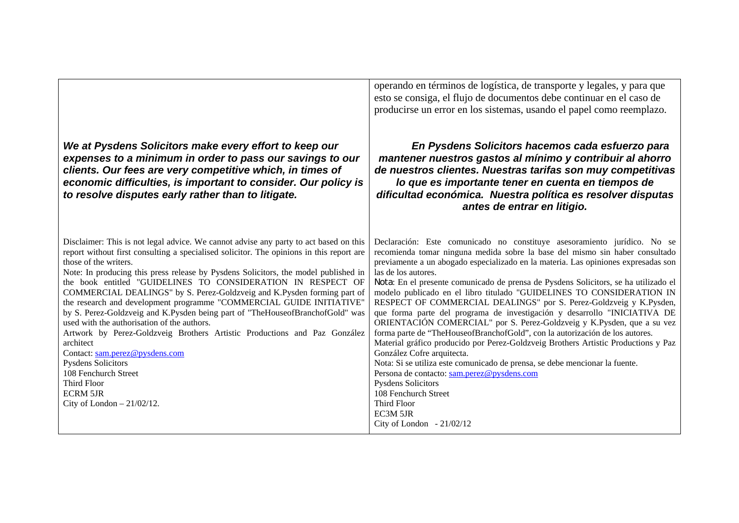operando en términos de logística, de transporte y legales, y para que esto se consiga, el flujo de documentos debe continuar en el caso de producirse un error en los sistemas, usando el papel como reemplazo.

***We at Pysdens Solicitors make every effort to keep our expenses to a minimum in order to pass our savings to our clients. Our fees are very competitive which, in times of economic difficulties, is important to consider. Our policy is to resolve disputes early rather than to litigate.***

***En Pysdens Solicitors hacemos cada esfuerzo para mantener nuestros gastos al mínimo y contribuir al ahorro de nuestros clientes. Nuestras tarifas son muy competitivas lo que es importante tener en cuenta en tiempos de dificultad económica. Nuestra política es resolver disputas antes de entrar en litigio.***

Disclaimer: This is not legal advice. We cannot advise any party to act based on this report without first consulting a specialised solicitor. The opinions in this report are those of the writers.

Note: In producing this press release by Pysdens Solicitors, the model published in the book entitled "GUIDELINES TO CONSIDERATION IN RESPECT OF COMMERCIAL DEALINGS" by S. Perez-Goldzveig and K.Pysden forming part of the research and development programme "COMMERCIAL GUIDE INITIATIVE" by S. Perez-Goldzveig and K.Pysden being part of "TheHouseofBranchofGold" was used with the authorisation of the authors.

Artwork by Perez-Goldzveig Brothers Artistic Productions and Paz González architect

Contact: sam.perez@pysdens.com

Pysdens Solicitors
108 Fenchurch Street
Third Floor
ECRM 5JR
City of London – 21/02/12.

Declaración: Este comunicado no constituye asesoramiento jurídico. No se recomienda tomar ninguna medida sobre la base del mismo sin haber consultado previamente a un abogado especializado en la materia. Las opiniones expresadas son las de los autores.

Nota: En el presente comunicado de prensa de Pysdens Solicitors, se ha utilizado el modelo publicado en el libro titulado "GUIDELINES TO CONSIDERATION IN RESPECT OF COMMERCIAL DEALINGS" por S. Perez-Goldzveig y K.Pysden, que forma parte del programa de investigación y desarrollo "INICIATIVA DE ORIENTACIÓN COMERCIAL" por S. Perez-Goldzveig y K.Pysden, que a su vez forma parte de "TheHouseofBranchofGold", con la autorización de los autores.

Material gráfico producido por Perez-Goldzveig Brothers Artistic Productions y Paz González Cofre arquitecta.

Nota: Si se utiliza este comunicado de prensa, se debe mencionar la fuente.

Persona de contacto: sam.perez@pysdens.com

Pysdens Solicitors
108 Fenchurch Street
Third Floor
EC3M 5JR
City of London - 21/02/12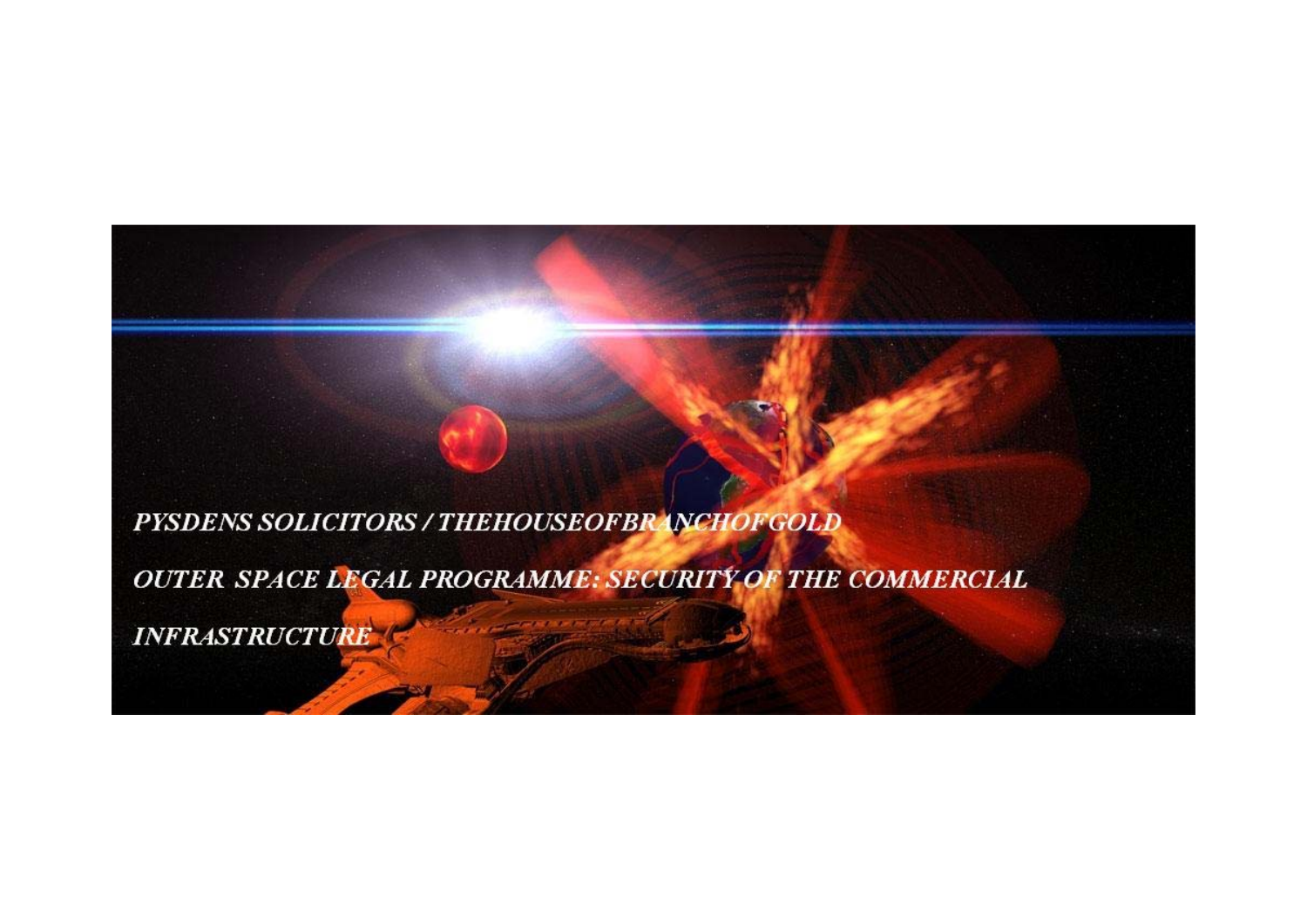*PYSDENS SOLICITORS / THEHOUSEOFBRANCHOFGOLD*

*OUTER SPACE LEGAL PROGRAMME: SECURITY OF THE COMMERCIAL INFRASTRUCTURE*